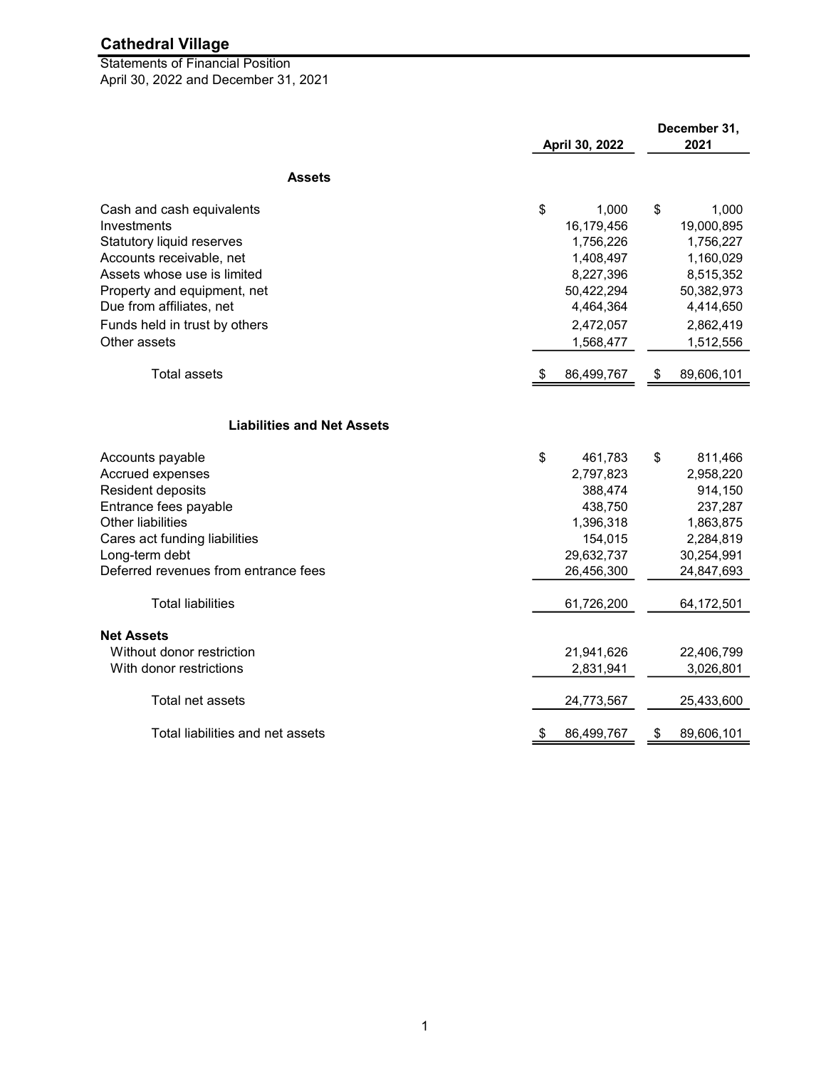# Cathedral Village

Statements of Financial Position
April 30, 2022 and December 31, 2021

| | April 30, 2022 | December 31, 2021 |
|---|---|---|
| **Assets** | | |
| Cash and cash equivalents | $ 1,000 | $ 1,000 |
| Investments | 16,179,456 | 19,000,895 |
| Statutory liquid reserves | 1,756,226 | 1,756,227 |
| Accounts receivable, net | 1,408,497 | 1,160,029 |
| Assets whose use is limited | 8,227,396 | 8,515,352 |
| Property and equipment, net | 50,422,294 | 50,382,973 |
| Due from affiliates, net | 4,464,364 | 4,414,650 |
| Funds held in trust by others | 2,472,057 | 2,862,419 |
| Other assets | 1,568,477 | 1,512,556 |
| Total assets | $ 86,499,767 | $ 89,606,101 |
| **Liabilities and Net Assets** | | |
| Accounts payable | $ 461,783 | $ 811,466 |
| Accrued expenses | 2,797,823 | 2,958,220 |
| Resident deposits | 388,474 | 914,150 |
| Entrance fees payable | 438,750 | 237,287 |
| Other liabilities | 1,396,318 | 1,863,875 |
| Cares act funding liabilities | 154,015 | 2,284,819 |
| Long-term debt | 29,632,737 | 30,254,991 |
| Deferred revenues from entrance fees | 26,456,300 | 24,847,693 |
| Total liabilities | 61,726,200 | 64,172,501 |
| **Net Assets** | | |
| Without donor restriction | 21,941,626 | 22,406,799 |
| With donor restrictions | 2,831,941 | 3,026,801 |
| Total net assets | 24,773,567 | 25,433,600 |
| Total liabilities and net assets | $ 86,499,767 | $ 89,606,101 |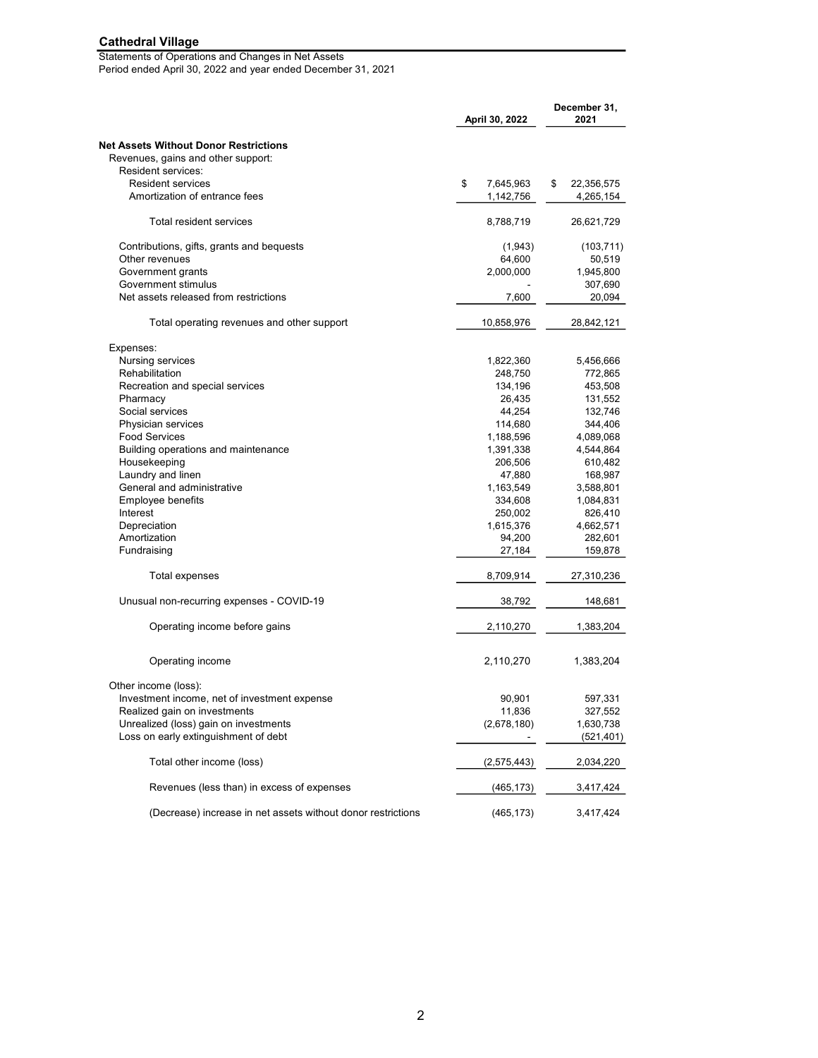**Cathedral Village**

Statements of Operations and Changes in Net Assets
Period ended April 30, 2022 and year ended December 31, 2021

| | April 30, 2022 | December 31, 2021 |
|---|---|---|
| **Net Assets Without Donor Restrictions** | | |
| Revenues, gains and other support: | | |
| Resident services: | | |
| Resident services | $ 7,645,963 | $ 22,356,575 |
| Amortization of entrance fees | 1,142,756 | 4,265,154 |
| Total resident services | 8,788,719 | 26,621,729 |
| Contributions, gifts, grants and bequests | (1,943) | (103,711) |
| Other revenues | 64,600 | 50,519 |
| Government grants | 2,000,000 | 1,945,800 |
| Government stimulus | - | 307,690 |
| Net assets released from restrictions | 7,600 | 20,094 |
| Total operating revenues and other support | 10,858,976 | 28,842,121 |
| Expenses: | | |
| Nursing services | 1,822,360 | 5,456,666 |
| Rehabilitation | 248,750 | 772,865 |
| Recreation and special services | 134,196 | 453,508 |
| Pharmacy | 26,435 | 131,552 |
| Social services | 44,254 | 132,746 |
| Physician services | 114,680 | 344,406 |
| Food Services | 1,188,596 | 4,089,068 |
| Building operations and maintenance | 1,391,338 | 4,544,864 |
| Housekeeping | 206,506 | 610,482 |
| Laundry and linen | 47,880 | 168,987 |
| General and administrative | 1,163,549 | 3,588,801 |
| Employee benefits | 334,608 | 1,084,831 |
| Interest | 250,002 | 826,410 |
| Depreciation | 1,615,376 | 4,662,571 |
| Amortization | 94,200 | 282,601 |
| Fundraising | 27,184 | 159,878 |
| Total expenses | 8,709,914 | 27,310,236 |
| Unusual non-recurring expenses - COVID-19 | 38,792 | 148,681 |
| Operating income before gains | 2,110,270 | 1,383,204 |
| Operating income | 2,110,270 | 1,383,204 |
| Other income (loss): | | |
| Investment income, net of investment expense | 90,901 | 597,331 |
| Realized gain on investments | 11,836 | 327,552 |
| Unrealized (loss) gain on investments | (2,678,180) | 1,630,738 |
| Loss on early extinguishment of debt | - | (521,401) |
| Total other income (loss) | (2,575,443) | 2,034,220 |
| Revenues (less than) in excess of expenses | (465,173) | 3,417,424 |
| (Decrease) increase in net assets without donor restrictions | (465,173) | 3,417,424 |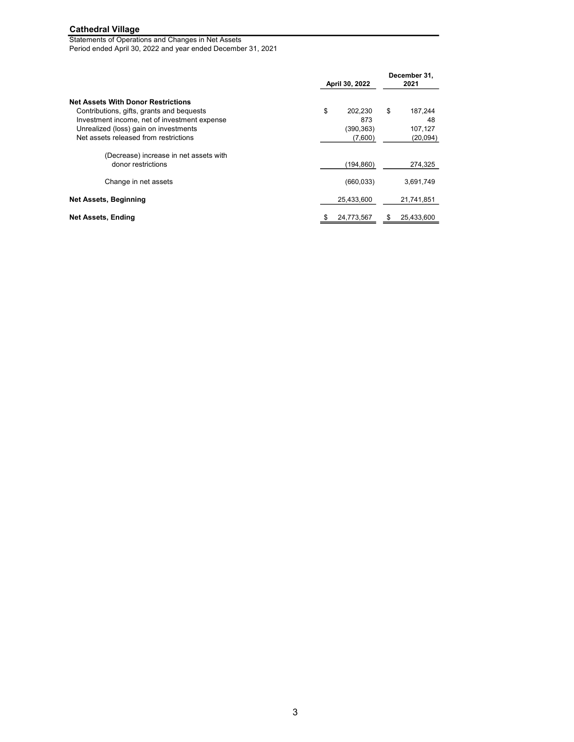**Cathedral Village**

Statements of Operations and Changes in Net Assets
Period ended April 30, 2022 and year ended December 31, 2021

| | April 30, 2022 | December 31, 2021 |
|---|---|---|
| **Net Assets With Donor Restrictions** | | |
| Contributions, gifts, grants and bequests | $ 202,230 | $ 187,244 |
| Investment income, net of investment expense | 873 | 48 |
| Unrealized (loss) gain on investments | (390,363) | 107,127 |
| Net assets released from restrictions | (7,600) | (20,094) |
| (Decrease) increase in net assets with donor restrictions | (194,860) | 274,325 |
| Change in net assets | (660,033) | 3,691,749 |
| **Net Assets, Beginning** | 25,433,600 | 21,741,851 |
| **Net Assets, Ending** | $ 24,773,567 | $ 25,433,600 |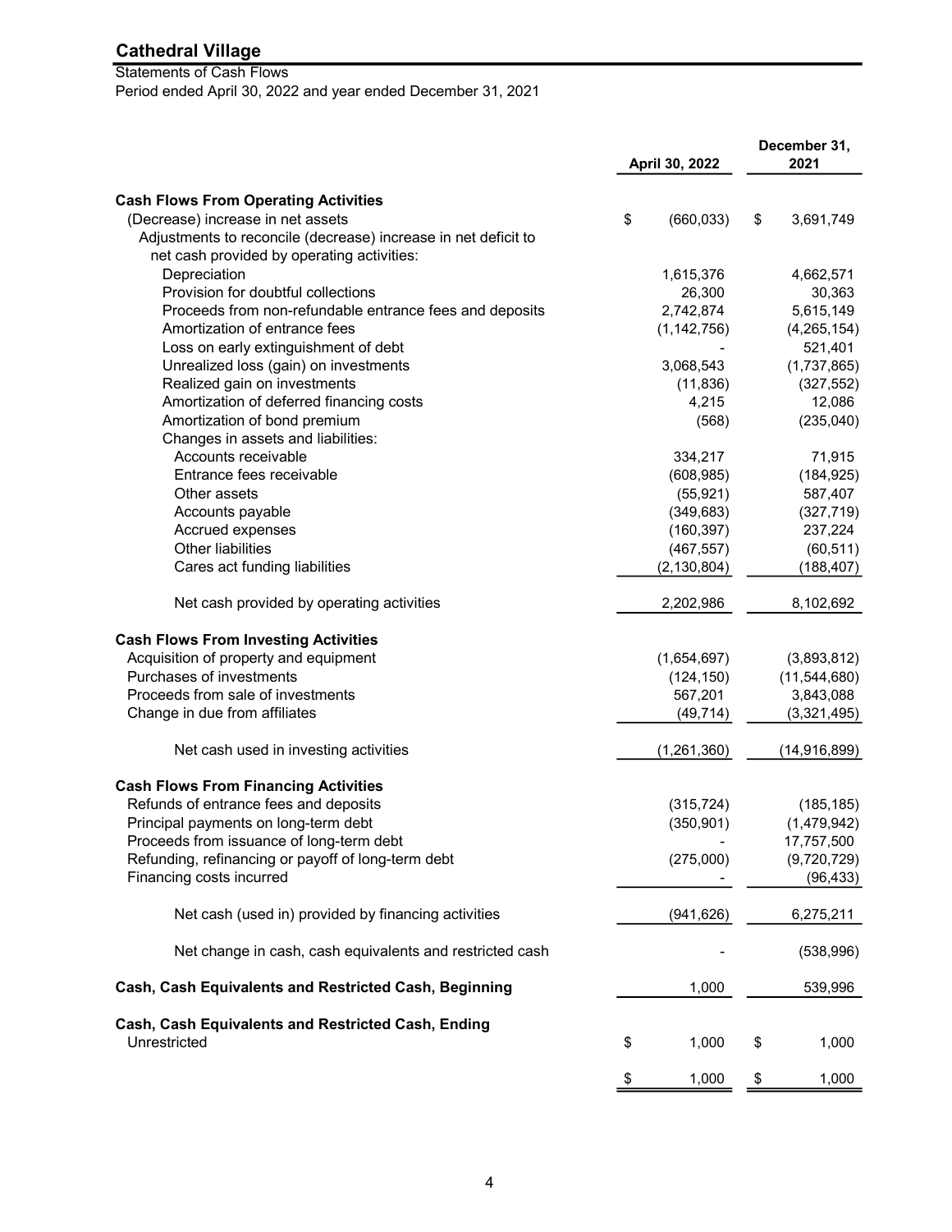# Cathedral Village

Statements of Cash Flows
Period ended April 30, 2022 and year ended December 31, 2021

| | April 30, 2022 | December 31, 2021 |
|---|---|---|
| **Cash Flows From Operating Activities** | | |
| (Decrease) increase in net assets | $ (660,033) | $ 3,691,749 |
| Adjustments to reconcile (decrease) increase in net deficit to net cash provided by operating activities: | | |
| Depreciation | 1,615,376 | 4,662,571 |
| Provision for doubtful collections | 26,300 | 30,363 |
| Proceeds from non-refundable entrance fees and deposits | 2,742,874 | 5,615,149 |
| Amortization of entrance fees | (1,142,756) | (4,265,154) |
| Loss on early extinguishment of debt | - | 521,401 |
| Unrealized loss (gain) on investments | 3,068,543 | (1,737,865) |
| Realized gain on investments | (11,836) | (327,552) |
| Amortization of deferred financing costs | 4,215 | 12,086 |
| Amortization of bond premium | (568) | (235,040) |
| Changes in assets and liabilities: | | |
| Accounts receivable | 334,217 | 71,915 |
| Entrance fees receivable | (608,985) | (184,925) |
| Other assets | (55,921) | 587,407 |
| Accounts payable | (349,683) | (327,719) |
| Accrued expenses | (160,397) | 237,224 |
| Other liabilities | (467,557) | (60,511) |
| Cares act funding liabilities | (2,130,804) | (188,407) |
| Net cash provided by operating activities | 2,202,986 | 8,102,692 |
| **Cash Flows From Investing Activities** | | |
| Acquisition of property and equipment | (1,654,697) | (3,893,812) |
| Purchases of investments | (124,150) | (11,544,680) |
| Proceeds from sale of investments | 567,201 | 3,843,088 |
| Change in due from affiliates | (49,714) | (3,321,495) |
| Net cash used in investing activities | (1,261,360) | (14,916,899) |
| **Cash Flows From Financing Activities** | | |
| Refunds of entrance fees and deposits | (315,724) | (185,185) |
| Principal payments on long-term debt | (350,901) | (1,479,942) |
| Proceeds from issuance of long-term debt | - | 17,757,500 |
| Refunding, refinancing or payoff of long-term debt | (275,000) | (9,720,729) |
| Financing costs incurred | - | (96,433) |
| Net cash (used in) provided by financing activities | (941,626) | 6,275,211 |
| Net change in cash, cash equivalents and restricted cash | - | (538,996) |
| **Cash, Cash Equivalents and Restricted Cash, Beginning** | 1,000 | 539,996 |
| **Cash, Cash Equivalents and Restricted Cash, Ending** | | |
| Unrestricted | $ 1,000 | $ 1,000 |
| | $ 1,000 | $ 1,000 |